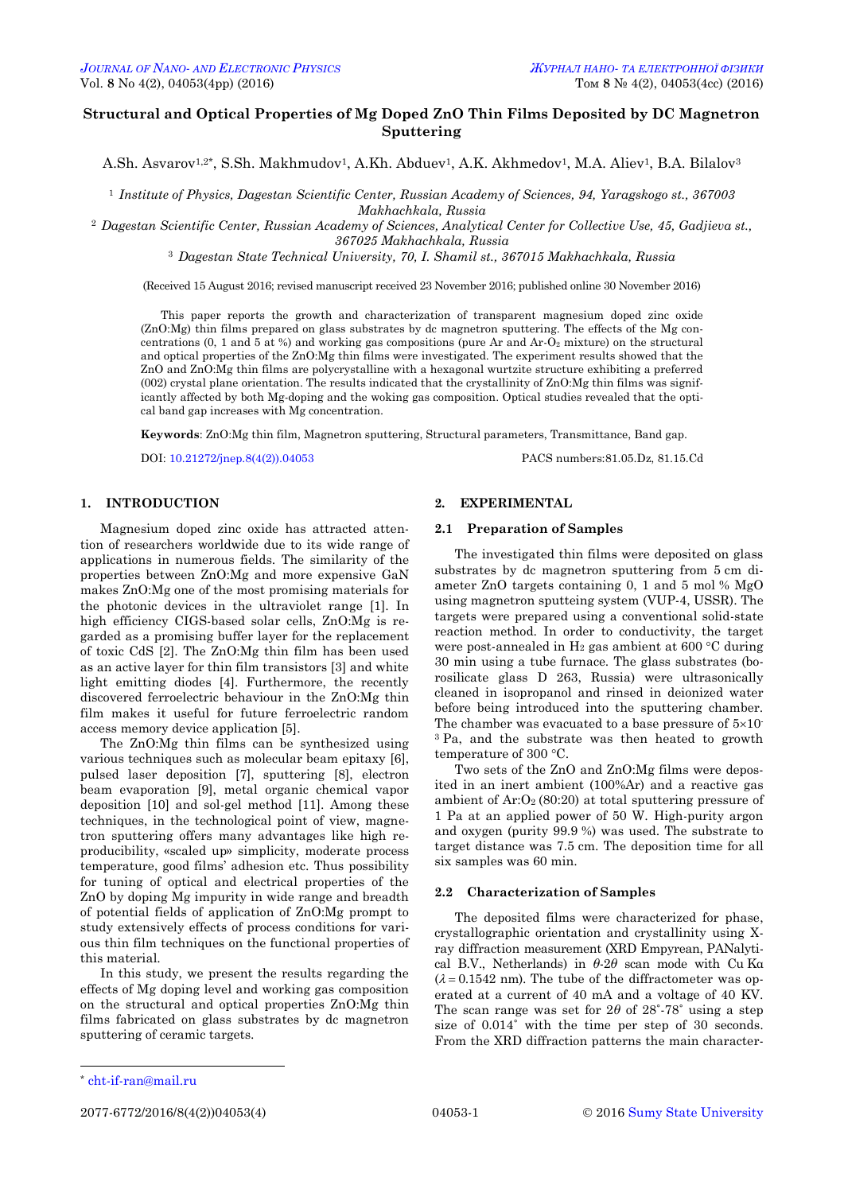# Structural and Optical Properties of Mg Doped ZnO Thin Films Deposited by DC Magnetron Sputtering

A.Sh. Asvarov[1,2*], S.Sh. Makhmudov[1], A.Kh. Abduev[1], A.K. Akhmedov[1], M.A. Aliev[1], B.A. Bilalov[3]

[1] *Institute of Physics, Dagestan Scientific Center, Russian Academy of Sciences, 94, Yaragskogo st., 367003 Makhachkala, Russia*

[2] *Dagestan Scientific Center, Russian Academy of Sciences, Analytical Center for Collective Use, 45, Gadjieva st., 367025 Makhachkala, Russia*

[3] *Dagestan State Technical University, 70, I. Shamil st., 367015 Makhachkala, Russia*

(Received 15 August 2016; revised manuscript received 23 November 2016; published online 30 November 2016)

This paper reports the growth and characterization of transparent magnesium doped zinc oxide (ZnO:Mg) thin films prepared on glass substrates by dc magnetron sputtering. The effects of the Mg concentrations (0, 1 and 5 at %) and working gas compositions (pure Ar and Ar-$O_2$ mixture) on the structural and optical properties of the ZnO:Mg thin films were investigated. The experiment results showed that the ZnO and ZnO:Mg thin films are polycrystalline with a hexagonal wurtzite structure exhibiting a preferred (002) crystal plane orientation. The results indicated that the crystallinity of ZnO:Mg thin films was significantly affected by both Mg-doping and the woking gas composition. Optical studies revealed that the optical band gap increases with Mg concentration.

**Keywords**: ZnO:Mg thin film, Magnetron sputtering, Structural parameters, Transmittance, Band gap.

DOI: 10.21272/jnep.8(4(2)).04053 PACS numbers:81.05.Dz, 81.15.Cd

## 1. INTRODUCTION

Magnesium doped zinc oxide has attracted attention of researchers worldwide due to its wide range of applications in numerous fields. The similarity of the properties between ZnO:Mg and more expensive GaN makes ZnO:Mg one of the most promising materials for the photonic devices in the ultraviolet range [1]. In high efficiency CIGS-based solar cells, ZnO:Mg is regarded as a promising buffer layer for the replacement of toxic CdS [2]. The ZnO:Mg thin film has been used as an active layer for thin film transistors [3] and white light emitting diodes [4]. Furthermore, the recently discovered ferroelectric behaviour in the ZnO:Mg thin film makes it useful for future ferroelectric random access memory device application [5].

The ZnO:Mg thin films can be synthesized using various techniques such as molecular beam epitaxy [6], pulsed laser deposition [7], sputtering [8], electron beam evaporation [9], metal organic chemical vapor deposition [10] and sol-gel method [11]. Among these techniques, in the technological point of view, magnetron sputtering offers many advantages like high reproducibility, «scaled up» simplicity, moderate process temperature, good films' adhesion etc. Thus possibility for tuning of optical and electrical properties of the ZnO by doping Mg impurity in wide range and breadth of potential fields of application of ZnO:Mg prompt to study extensively effects of process conditions for various thin film techniques on the functional properties of this material.

In this study, we present the results regarding the effects of Mg doping level and working gas composition on the structural and optical properties ZnO:Mg thin films fabricated on glass substrates by dc magnetron sputtering of ceramic targets.

## 2. EXPERIMENTAL

### 2.1 Preparation of Samples

The investigated thin films were deposited on glass substrates by dc magnetron sputtering from 5 cm diameter ZnO targets containing 0, 1 and 5 mol % MgO using magnetron sputteing system (VUP-4, USSR). The targets were prepared using a conventional solid-state reaction method. In order to conductivity, the target were post-annealed in $H_2$ gas ambient at 600 °C during 30 min using a tube furnace. The glass substrates (borosilicate glass D 263, Russia) were ultrasonically cleaned in isopropanol and rinsed in deionized water before being introduced into the sputtering chamber. The chamber was evacuated to a base pressure of $5\times10^{-3}$ Pa, and the substrate was then heated to growth temperature of 300 °C.

Two sets of the ZnO and ZnO:Mg films were deposited in an inert ambient (100%Ar) and a reactive gas ambient of Ar:$O_2$ (80:20) at total sputtering pressure of 1 Pa at an applied power of 50 W. High-purity argon and oxygen (purity 99.9 %) was used. The substrate to target distance was 7.5 cm. The deposition time for all six samples was 60 min.

### 2.2 Characterization of Samples

The deposited films were characterized for phase, crystallographic orientation and crystallinity using X-ray diffraction measurement (XRD Empyrean, PANalytical B.V., Netherlands) in $\theta$-$2\theta$ scan mode with Cu K$\alpha$ ($\lambda = 0.1542$ nm). The tube of the diffractometer was operated at a current of 40 mA and a voltage of 40 KV. The scan range was set for $2\theta$ of 28°-78° using a step size of 0.014° with the time per step of 30 seconds. From the XRD diffraction patterns the main character-

---

[*] cht-if-ran@mail.ru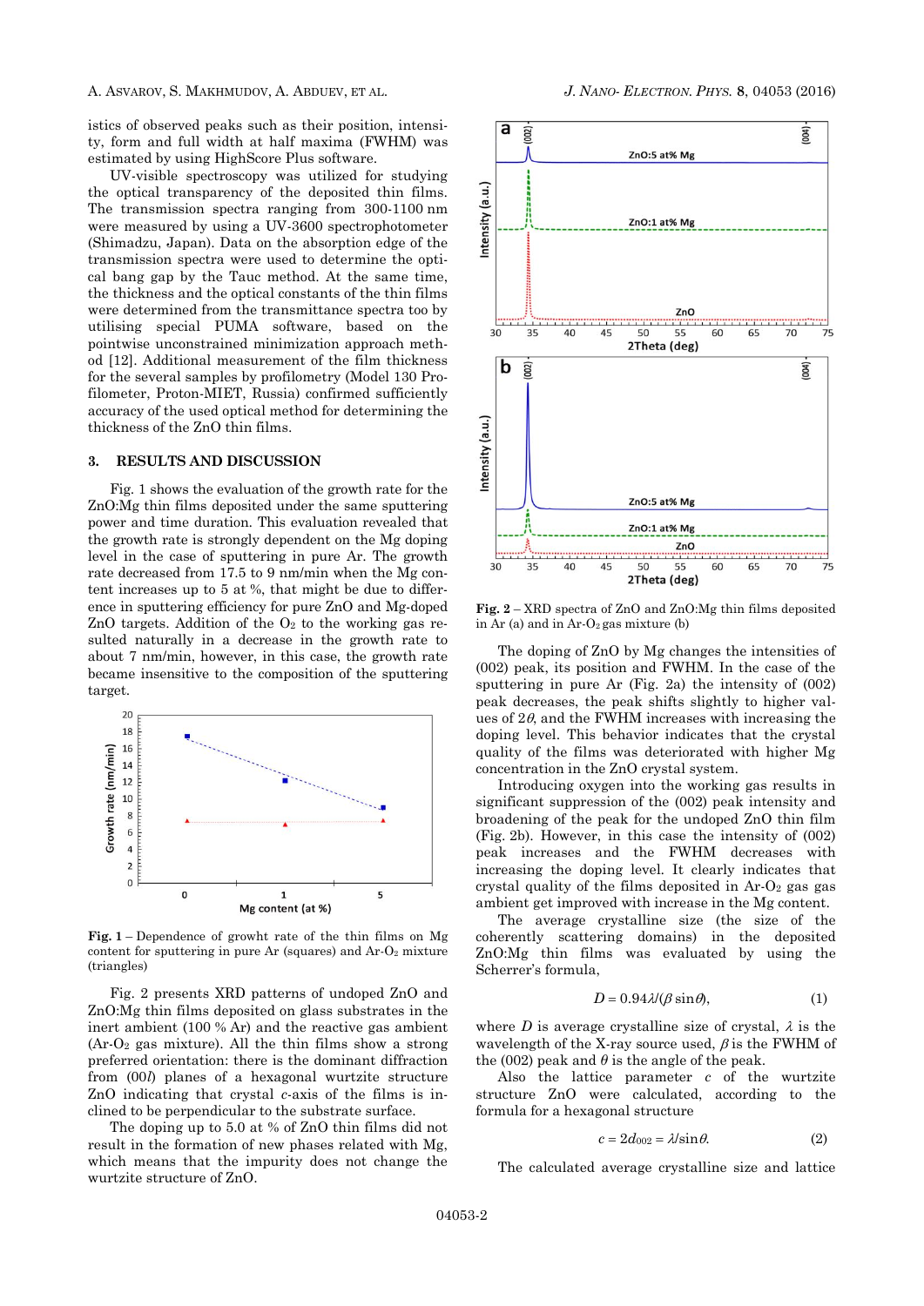istics of observed peaks such as their position, intensity, form and full width at half maxima (FWHM) was estimated by using HighScore Plus software.

UV-visible spectroscopy was utilized for studying the optical transparency of the deposited thin films. The transmission spectra ranging from 300-1100 nm were measured by using a UV-3600 spectrophotometer (Shimadzu, Japan). Data on the absorption edge of the transmission spectra were used to determine the optical bang gap by the Tauc method. At the same time, the thickness and the optical constants of the thin films were determined from the transmittance spectra too by utilising special PUMA software, based on the pointwise unconstrained minimization approach method [12]. Additional measurement of the film thickness for the several samples by profilometry (Model 130 Profilometer, Proton-MIET, Russia) confirmed sufficiently accuracy of the used optical method for determining the thickness of the ZnO thin films.

## 3. RESULTS AND DISCUSSION

Fig. 1 shows the evaluation of the growth rate for the ZnO:Mg thin films deposited under the same sputtering power and time duration. This evaluation revealed that the growth rate is strongly dependent on the Mg doping level in the case of sputtering in pure Ar. The growth rate decreased from 17.5 to 9 nm/min when the Mg content increases up to 5 at %, that might be due to difference in sputtering efficiency for pure ZnO and Mg-doped ZnO targets. Addition of the $O_2$ to the working gas resulted naturally in a decrease in the growth rate to about 7 nm/min, however, in this case, the growth rate became insensitive to the composition of the sputtering target.

**Fig. 1** – Dependence of growht rate of the thin films on Mg content for sputtering in pure Ar (squares) and Ar-$O_2$ mixture (triangles)

Fig. 2 presents XRD patterns of undoped ZnO and ZnO:Mg thin films deposited on glass substrates in the inert ambient (100 % Ar) and the reactive gas ambient (Ar-$O_2$ gas mixture). All the thin films show a strong preferred orientation: there is the dominant diffraction from (00*l*) planes of a hexagonal wurtzite structure ZnO indicating that crystal *c*-axis of the films is inclined to be perpendicular to the substrate surface.

The doping up to 5.0 at % of ZnO thin films did not result in the formation of new phases related with Mg, which means that the impurity does not change the wurtzite structure of ZnO.

**Fig. 2** – XRD spectra of ZnO and ZnO:Mg thin films deposited in Ar (a) and in Ar-$O_2$ gas mixture (b)

The doping of ZnO by Mg changes the intensities of (002) peak, its position and FWHM. In the case of the sputtering in pure Ar (Fig. 2a) the intensity of (002) peak decreases, the peak shifts slightly to higher values of $2\theta$, and the FWHM increases with increasing the doping level. This behavior indicates that the crystal quality of the films was deteriorated with higher Mg concentration in the ZnO crystal system.

Introducing oxygen into the working gas results in significant suppression of the (002) peak intensity and broadening of the peak for the undoped ZnO thin film (Fig. 2b). However, in this case the intensity of (002) peak increases and the FWHM decreases with increasing the doping level. It clearly indicates that crystal quality of the films deposited in Ar-$O_2$ gas gas ambient get improved with increase in the Mg content.

The average crystalline size (the size of the coherently scattering domains) in the deposited ZnO:Mg thin films was evaluated by using the Scherrer's formula,

$$D = 0.94\lambda/(\beta \sin\theta), \tag{1}$$

where $D$ is average crystalline size of crystal, $\lambda$ is the wavelength of the X-ray source used, $\beta$ is the FWHM of the (002) peak and $\theta$ is the angle of the peak.

Also the lattice parameter $c$ of the wurtzite structure ZnO were calculated, according to the formula for a hexagonal structure

$$c = 2d_{002} = \lambda/\sin\theta. \tag{2}$$

The calculated average crystalline size and lattice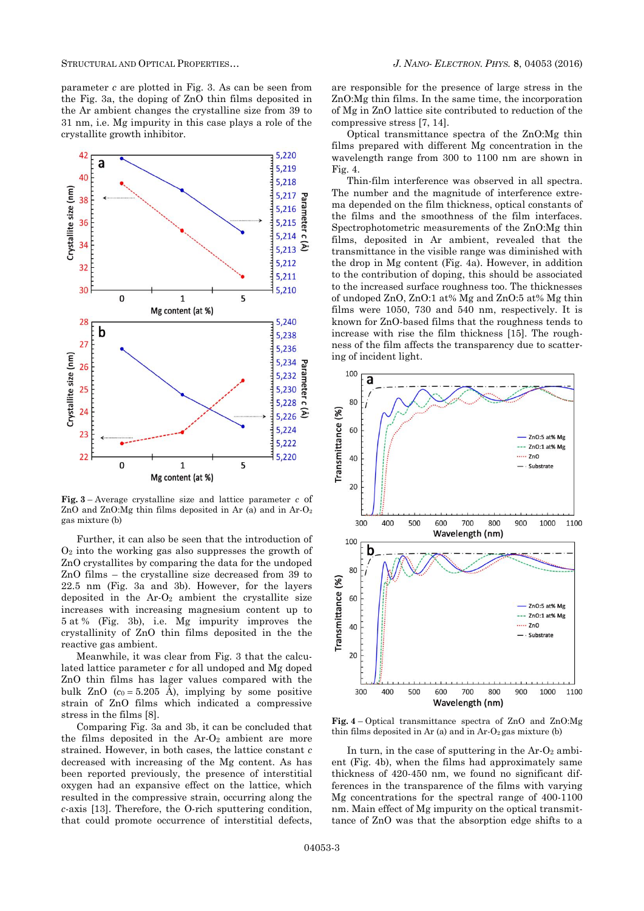parameter *c* are plotted in Fig. 3. As can be seen from the Fig. 3a, the doping of ZnO thin films deposited in the Ar ambient changes the crystalline size from 39 to 31 nm, i.e. Mg impurity in this case plays a role of the crystallite growth inhibitor.

**Fig. 3** – Average crystalline size and lattice parameter *c* of ZnO and ZnO:Mg thin films deposited in Ar (a) and in Ar-$O_2$ gas mixture (b)

Further, it can also be seen that the introduction of $O_2$ into the working gas also suppresses the growth of ZnO crystallites by comparing the data for the undoped ZnO films – the crystalline size decreased from 39 to 22.5 nm (Fig. 3a and 3b). However, for the layers deposited in the Ar-$O_2$ ambient the crystallite size increases with increasing magnesium content up to 5 at % (Fig. 3b), i.e. Mg impurity improves the crystallinity of ZnO thin films deposited in the the reactive gas ambient.

Meanwhile, it was clear from Fig. 3 that the calculated lattice parameter *c* for all undoped and Mg doped ZnO thin films has lager values compared with the bulk ZnO ($c_0 = 5.205$ Å), implying by some positive strain of ZnO films which indicated a compressive stress in the films [8].

Comparing Fig. 3a and 3b, it can be concluded that the films deposited in the Ar-$O_2$ ambient are more strained. However, in both cases, the lattice constant *c* decreased with increasing of the Mg content. As has been reported previously, the presence of interstitial oxygen had an expansive effect on the lattice, which resulted in the compressive strain, occurring along the *c*-axis [13]. Therefore, the O-rich sputtering condition, that could promote occurrence of interstitial defects, are responsible for the presence of large stress in the ZnO:Mg thin films. In the same time, the incorporation of Mg in ZnO lattice site contributed to reduction of the compressive stress [7, 14].

Optical transmittance spectra of the ZnO:Mg thin films prepared with different Mg concentration in the wavelength range from 300 to 1100 nm are shown in Fig. 4.

Thin-film interference was observed in all spectra. The number and the magnitude of interference extrema depended on the film thickness, optical constants of the films and the smoothness of the film interfaces. Spectrophotometric measurements of the ZnO:Mg thin films, deposited in Ar ambient, revealed that the transmittance in the visible range was diminished with the drop in Mg content (Fig. 4a). However, in addition to the contribution of doping, this should be associated to the increased surface roughness too. The thicknesses of undoped ZnO, ZnO:1 at% Mg and ZnO:5 at% Mg thin films were 1050, 730 and 540 nm, respectively. It is known for ZnO-based films that the roughness tends to increase with rise the film thickness [15]. The roughness of the film affects the transparency due to scattering of incident light.

**Fig. 4** – Optical transmittance spectra of ZnO and ZnO:Mg thin films deposited in Ar (a) and in Ar-$O_2$ gas mixture (b)

In turn, in the case of sputtering in the Ar-$O_2$ ambient (Fig. 4b), when the films had approximately same thickness of 420-450 nm, we found no significant differences in the transparence of the films with varying Mg concentrations for the spectral range of 400-1100 nm. Main effect of Mg impurity on the optical transmittance of ZnO was that the absorption edge shifts to a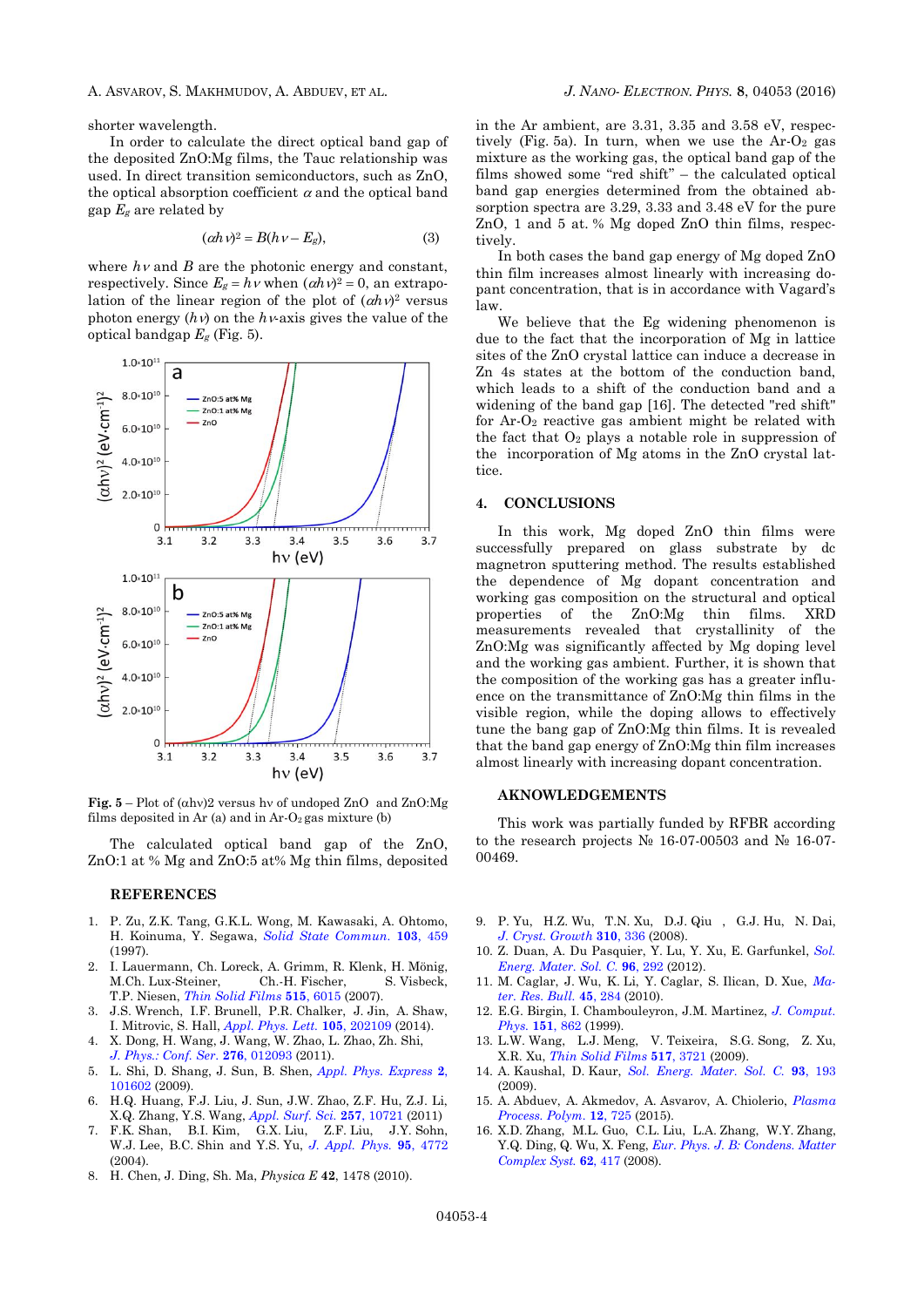shorter wavelength.

In order to calculate the direct optical band gap of the deposited ZnO:Mg films, the Tauc relationship was used. In direct transition semiconductors, such as ZnO, the optical absorption coefficient $\alpha$ and the optical band gap $E_g$ are related by

$$(\alpha h\nu)^2 = B(h\nu - E_g), \qquad (3)$$

where $h\nu$ and $B$ are the photonic energy and constant, respectively. Since $E_g = h\nu$ when $(\alpha h\nu)^2 = 0$, an extrapolation of the linear region of the plot of $(\alpha h\nu)^2$ versus photon energy ($h\nu$) on the $h\nu$-axis gives the value of the optical bandgap $E_g$ (Fig. 5).

a
1.0·10^11
8.0·10^10
6.0·10^10
4.0·10^10
2.0·10^10
0
(αhν)^2 (eV·cm^-1)^2
ZnO:5 at% Mg
ZnO:1 at% Mg
ZnO
3.1
3.2
3.3
3.4
3.5
3.6
3.7
hν (eV)

b
1.0·10^11
8.0·10^10
6.0·10^10
4.0·10^10
2.0·10^10
0
(αhν)^2 (eV·cm^-1)^2
ZnO:5 at% Mg
ZnO:1 at% Mg
ZnO
3.1
3.2
3.3
3.4
3.5
3.6
3.7
hν (eV)

**Fig. 5** – Plot of (αhν)2 versus hν of undoped ZnO and ZnO:Mg films deposited in Ar (a) and in Ar-$O_2$ gas mixture (b)

The calculated optical band gap of the ZnO, ZnO:1 at % Mg and ZnO:5 at% Mg thin films, deposited in the Ar ambient, are 3.31, 3.35 and 3.58 eV, respectively (Fig. 5a). In turn, when we use the Ar-$O_2$ gas mixture as the working gas, the optical band gap of the films showed some "red shift" – the calculated optical band gap energies determined from the obtained absorption spectra are 3.29, 3.33 and 3.48 eV for the pure ZnO, 1 and 5 at. % Mg doped ZnO thin films, respectively.

In both cases the band gap energy of Mg doped ZnO thin films increases almost linearly with increasing dopant concentration, that is in accordance with Vagard's law.

We believe that the Eg widening phenomenon is due to the fact that the incorporation of Mg in lattice sites of the ZnO crystal lattice can induce a decrease in Zn 4s states at the bottom of the conduction band, which leads to a shift of the conduction band and a widening of the band gap [16]. The detected "red shift" for Ar-$O_2$ reactive gas ambient might be related with the fact that $O_2$ plays a notable role in suppression of the incorporation of Mg atoms in the ZnO crystal lattice.

## 4. CONCLUSIONS

In this work, Mg doped ZnO thin films were successfully prepared on glass substrate by dc magnetron sputtering method. The results established the dependence of Mg dopant concentration and working gas composition on the structural and optical properties of the ZnO:Mg thin films. XRD measurements revealed that crystallinity of the ZnO:Mg was significantly affected by Mg doping level and the working gas ambient. Further, it is shown that the composition of the working gas has a greater influence on the transmittance of ZnO:Mg thin films in the visible region, while the doping allows to effectively tune the bang gap of ZnO:Mg thin films. It is revealed that the band gap energy of ZnO:Mg thin film increases almost linearly with increasing dopant concentration.

## AKNOWLEDGEMENTS

This work was partially funded by RFBR according to the research projects № 16-07-00503 and № 16-07-00469.

## REFERENCES

1. P. Zu, Z.K. Tang, G.K.L. Wong, M. Kawasaki, A. Ohtomo, H. Koinuma, Y. Segawa, *Solid State Commun.* **103**, 459 (1997).
2. I. Lauermann, Ch. Loreck, A. Grimm, R. Klenk, H. Mönig, M.Ch. Lux-Steiner, Ch.-H. Fischer, S. Visbeck, T.P. Niesen, *Thin Solid Films* **515**, 6015 (2007).
3. J.S. Wrench, I.F. Brunell, P.R. Chalker, J. Jin, A. Shaw, I. Mitrovic, S. Hall, *Appl. Phys. Lett.* **105**, 202109 (2014).
4. X. Dong, H. Wang, J. Wang, W. Zhao, L. Zhao, Zh. Shi, *J. Phys.: Conf. Ser.* **276**, 012093 (2011).
5. L. Shi, D. Shang, J. Sun, B. Shen, *Appl. Phys. Express* **2**, 101602 (2009).
6. H.Q. Huang, F.J. Liu, J. Sun, J.W. Zhao, Z.F. Hu, Z.J. Li, X.Q. Zhang, Y.S. Wang, *Appl. Surf. Sci.* **257**, 10721 (2011)
7. F.K. Shan, B.I. Kim, G.X. Liu, Z.F. Liu, J.Y. Sohn, W.J. Lee, B.C. Shin and Y.S. Yu, *J. Appl. Phys.* **95**, 4772 (2004).
8. H. Chen, J. Ding, Sh. Ma, *Physica E* **42**, 1478 (2010).
9. P. Yu, H.Z. Wu, T.N. Xu, D.J. Qiu , G.J. Hu, N. Dai, *J. Cryst. Growth* **310**, 336 (2008).
10. Z. Duan, A. Du Pasquier, Y. Lu, Y. Xu, E. Garfunkel, *Sol. Energ. Mater. Sol. C.* **96**, 292 (2012).
11. M. Caglar, J. Wu, K. Li, Y. Caglar, S. Ilican, D. Xue, *Mater. Res. Bull.* **45**, 284 (2010).
12. E.G. Birgin, I. Chambouleyron, J.M. Martinez, *J. Comput. Phys.* **151**, 862 (1999).
13. L.W. Wang, L.J. Meng, V. Teixeira, S.G. Song, Z. Xu, X.R. Xu, *Thin Solid Films* **517**, 3721 (2009).
14. A. Kaushal, D. Kaur, *Sol. Energ. Mater. Sol. C.* **93**, 193 (2009).
15. A. Abduev, A. Akmedov, A. Asvarov, A. Chiolerio, *Plasma Process. Polym.* **12**, 725 (2015).
16. X.D. Zhang, M.L. Guo, C.L. Liu, L.A. Zhang, W.Y. Zhang, Y.Q. Ding, Q. Wu, X. Feng, *Eur. Phys. J. B: Condens. Matter Complex Syst.* **62**, 417 (2008).